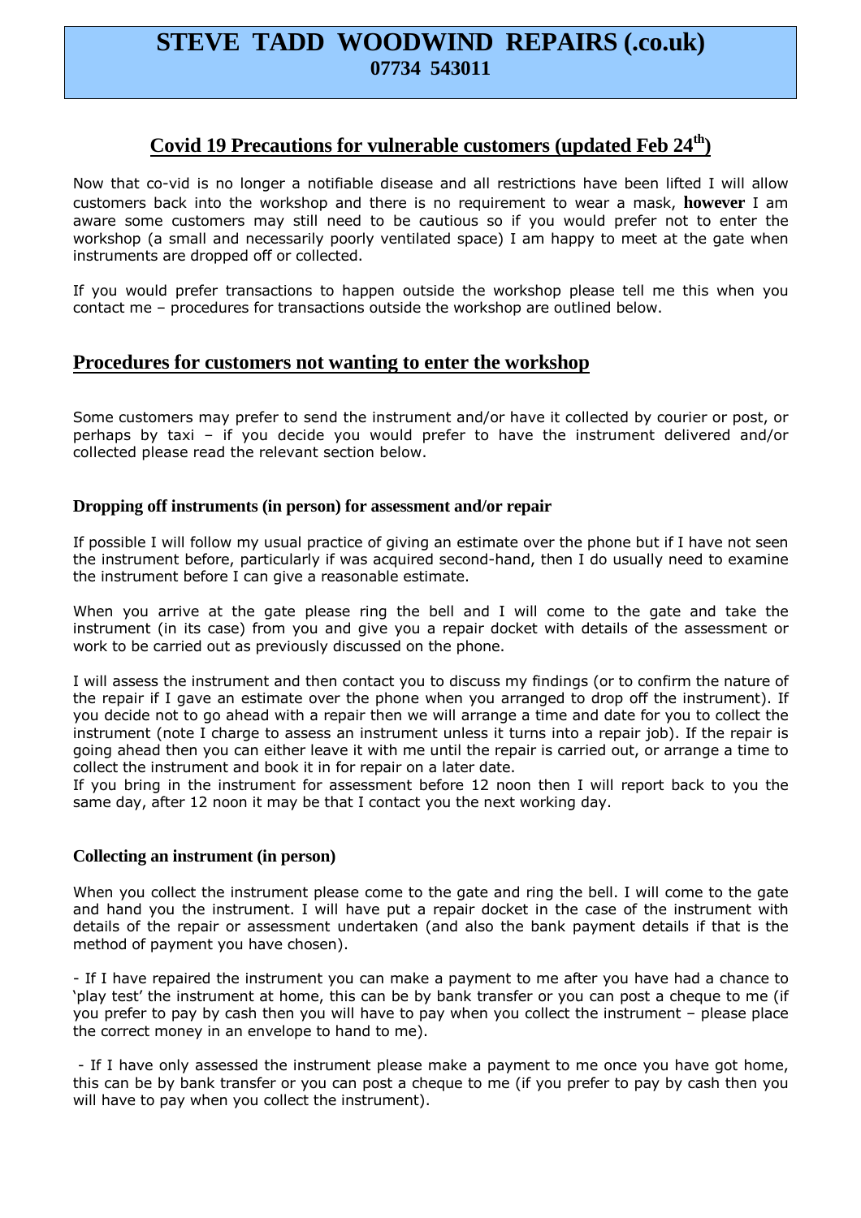# STEVE TADD WOODWIND REPAIRS (.co.uk)

**07734 543011**

## Covid 19 Precautions for vulnerable customers (updated Feb 24th)

Now that co-vid is no longer a notifiable disease and all restrictions have been lifted I will allow customers back into the workshop and there is no requirement to wear a mask, **however** I am aware some customers may still need to be cautious so if you would prefer not to enter the workshop (a small and necessarily poorly ventilated space) I am happy to meet at the gate when instruments are dropped off or collected.

If you would prefer transactions to happen outside the workshop please tell me this when you contact me – procedures for transactions outside the workshop are outlined below.

## Procedures for customers not wanting to enter the workshop

Some customers may prefer to send the instrument and/or have it collected by courier or post, or perhaps by taxi – if you decide you would prefer to have the instrument delivered and/or collected please read the relevant section below.

### Dropping off instruments (in person) for assessment and/or repair

If possible I will follow my usual practice of giving an estimate over the phone but if I have not seen the instrument before, particularly if was acquired second-hand, then I do usually need to examine the instrument before I can give a reasonable estimate.

When you arrive at the gate please ring the bell and I will come to the gate and take the instrument (in its case) from you and give you a repair docket with details of the assessment or work to be carried out as previously discussed on the phone.

I will assess the instrument and then contact you to discuss my findings (or to confirm the nature of the repair if I gave an estimate over the phone when you arranged to drop off the instrument). If you decide not to go ahead with a repair then we will arrange a time and date for you to collect the instrument (note I charge to assess an instrument unless it turns into a repair job). If the repair is going ahead then you can either leave it with me until the repair is carried out, or arrange a time to collect the instrument and book it in for repair on a later date.

If you bring in the instrument for assessment before 12 noon then I will report back to you the same day, after 12 noon it may be that I contact you the next working day.

### Collecting an instrument (in person)

When you collect the instrument please come to the gate and ring the bell. I will come to the gate and hand you the instrument. I will have put a repair docket in the case of the instrument with details of the repair or assessment undertaken (and also the bank payment details if that is the method of payment you have chosen).

- If I have repaired the instrument you can make a payment to me after you have had a chance to 'play test' the instrument at home, this can be by bank transfer or you can post a cheque to me (if you prefer to pay by cash then you will have to pay when you collect the instrument – please place the correct money in an envelope to hand to me).

- If I have only assessed the instrument please make a payment to me once you have got home, this can be by bank transfer or you can post a cheque to me (if you prefer to pay by cash then you will have to pay when you collect the instrument).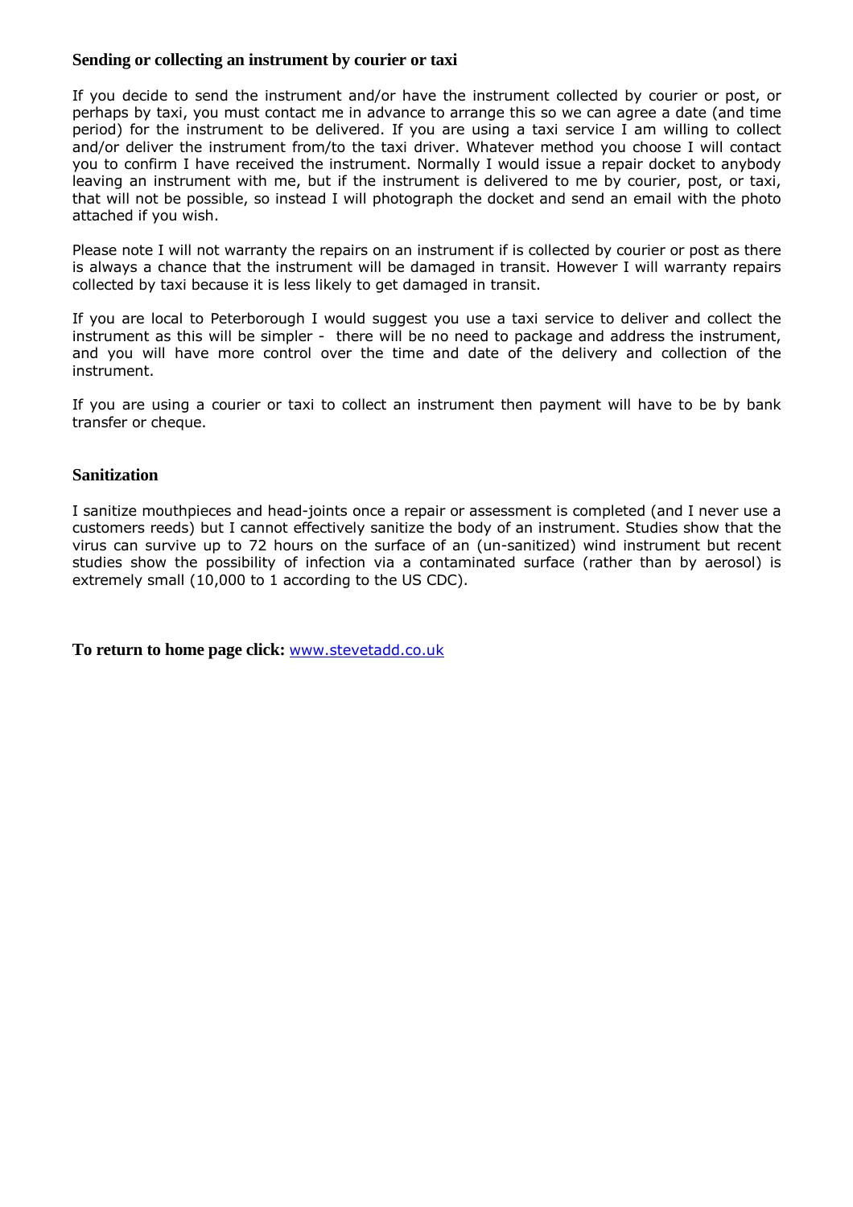## Sending or collecting an instrument by courier or taxi

If you decide to send the instrument and/or have the instrument collected by courier or post, or perhaps by taxi, you must contact me in advance to arrange this so we can agree a date (and time period) for the instrument to be delivered. If you are using a taxi service I am willing to collect and/or deliver the instrument from/to the taxi driver. Whatever method you choose I will contact you to confirm I have received the instrument. Normally I would issue a repair docket to anybody leaving an instrument with me, but if the instrument is delivered to me by courier, post, or taxi, that will not be possible, so instead I will photograph the docket and send an email with the photo attached if you wish.

Please note I will not warranty the repairs on an instrument if is collected by courier or post as there is always a chance that the instrument will be damaged in transit. However I will warranty repairs collected by taxi because it is less likely to get damaged in transit.

If you are local to Peterborough I would suggest you use a taxi service to deliver and collect the instrument as this will be simpler - there will be no need to package and address the instrument, and you will have more control over the time and date of the delivery and collection of the instrument.

If you are using a courier or taxi to collect an instrument then payment will have to be by bank transfer or cheque.

## Sanitization

I sanitize mouthpieces and head-joints once a repair or assessment is completed (and I never use a customers reeds) but I cannot effectively sanitize the body of an instrument. Studies show that the virus can survive up to 72 hours on the surface of an (un-sanitized) wind instrument but recent studies show the possibility of infection via a contaminated surface (rather than by aerosol) is extremely small (10,000 to 1 according to the US CDC).

**To return to home page click:** www.stevetadd.co.uk